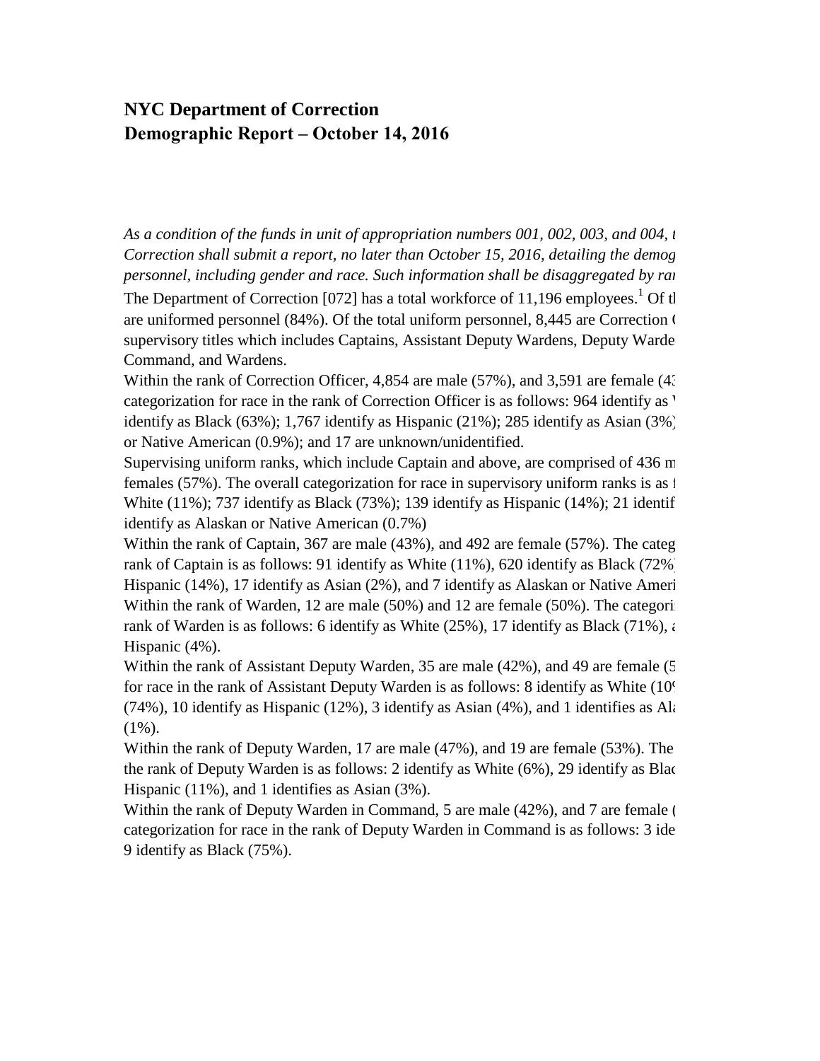# NYC Department of Correction
# Demographic Report – October 14, 2016

*As a condition of the funds in unit of appropriation numbers 001, 002, 003, and 004, t Correction shall submit a report, no later than October 15, 2016, detailing the demog personnel, including gender and race. Such information shall be disaggregated by ran*

The Department of Correction [072] has a total workforce of 11,196 employees.[1] Of tl are uniformed personnel (84%). Of the total uniform personnel, 8,445 are Correction ( supervisory titles which includes Captains, Assistant Deputy Wardens, Deputy Warde Command, and Wardens.

Within the rank of Correction Officer, 4,854 are male (57%), and 3,591 are female (43 categorization for race in the rank of Correction Officer is as follows: 964 identify as V identify as Black (63%); 1,767 identify as Hispanic (21%); 285 identify as Asian (3%) or Native American (0.9%); and 17 are unknown/unidentified.

Supervising uniform ranks, which include Captain and above, are comprised of 436 m females (57%). The overall categorization for race in supervisory uniform ranks is as f White (11%); 737 identify as Black (73%); 139 identify as Hispanic (14%); 21 identif identify as Alaskan or Native American (0.7%)

Within the rank of Captain, 367 are male (43%), and 492 are female (57%). The categ rank of Captain is as follows: 91 identify as White (11%), 620 identify as Black (72%) Hispanic (14%), 17 identify as Asian (2%), and 7 identify as Alaskan or Native Ameri

Within the rank of Warden, 12 are male (50%) and 12 are female (50%). The categori rank of Warden is as follows: 6 identify as White (25%), 17 identify as Black (71%), a Hispanic (4%).

Within the rank of Assistant Deputy Warden, 35 are male (42%), and 49 are female (5 for race in the rank of Assistant Deputy Warden is as follows: 8 identify as White (10% (74%), 10 identify as Hispanic (12%), 3 identify as Asian (4%), and 1 identifies as Ala (1%).

Within the rank of Deputy Warden, 17 are male (47%), and 19 are female (53%). The the rank of Deputy Warden is as follows: 2 identify as White (6%), 29 identify as Blac Hispanic (11%), and 1 identifies as Asian (3%).

Within the rank of Deputy Warden in Command, 5 are male (42%), and 7 are female ( categorization for race in the rank of Deputy Warden in Command is as follows: 3 ide 9 identify as Black (75%).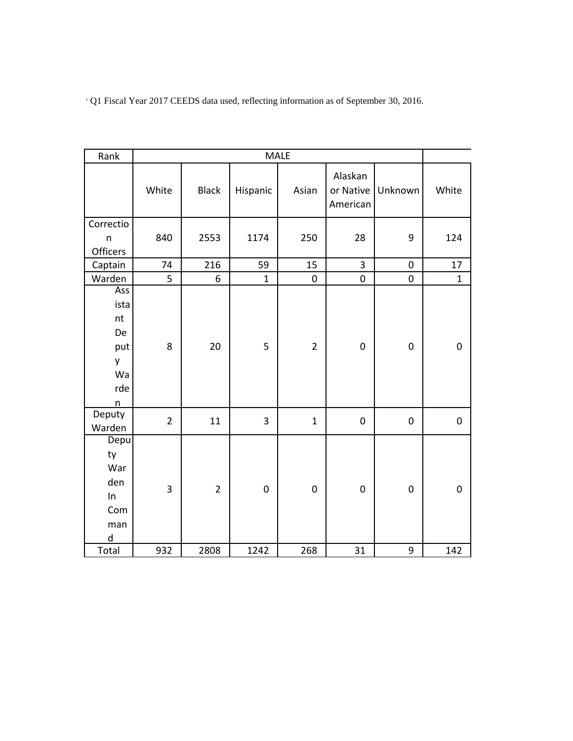[1] Q1 Fiscal Year 2017 CEEDS data used, reflecting information as of September 30, 2016.

| Rank | MALE | | | | | | |
|---|---|---|---|---|---|---|---|
| | White | Black | Hispanic | Asian | Alaskan or Native American | Unknown | White |
| Correction Officers | 840 | 2553 | 1174 | 250 | 28 | 9 | 124 |
| Captain | 74 | 216 | 59 | 15 | 3 | 0 | 17 |
| Warden | 5 | 6 | 1 | 0 | 0 | 0 | 1 |
| Assistant Deputy Warden | 8 | 20 | 5 | 2 | 0 | 0 | 0 |
| Deputy Warden | 2 | 11 | 3 | 1 | 0 | 0 | 0 |
| Deputy Warden In Command | 3 | 2 | 0 | 0 | 0 | 0 | 0 |
| Total | 932 | 2808 | 1242 | 268 | 31 | 9 | 142 |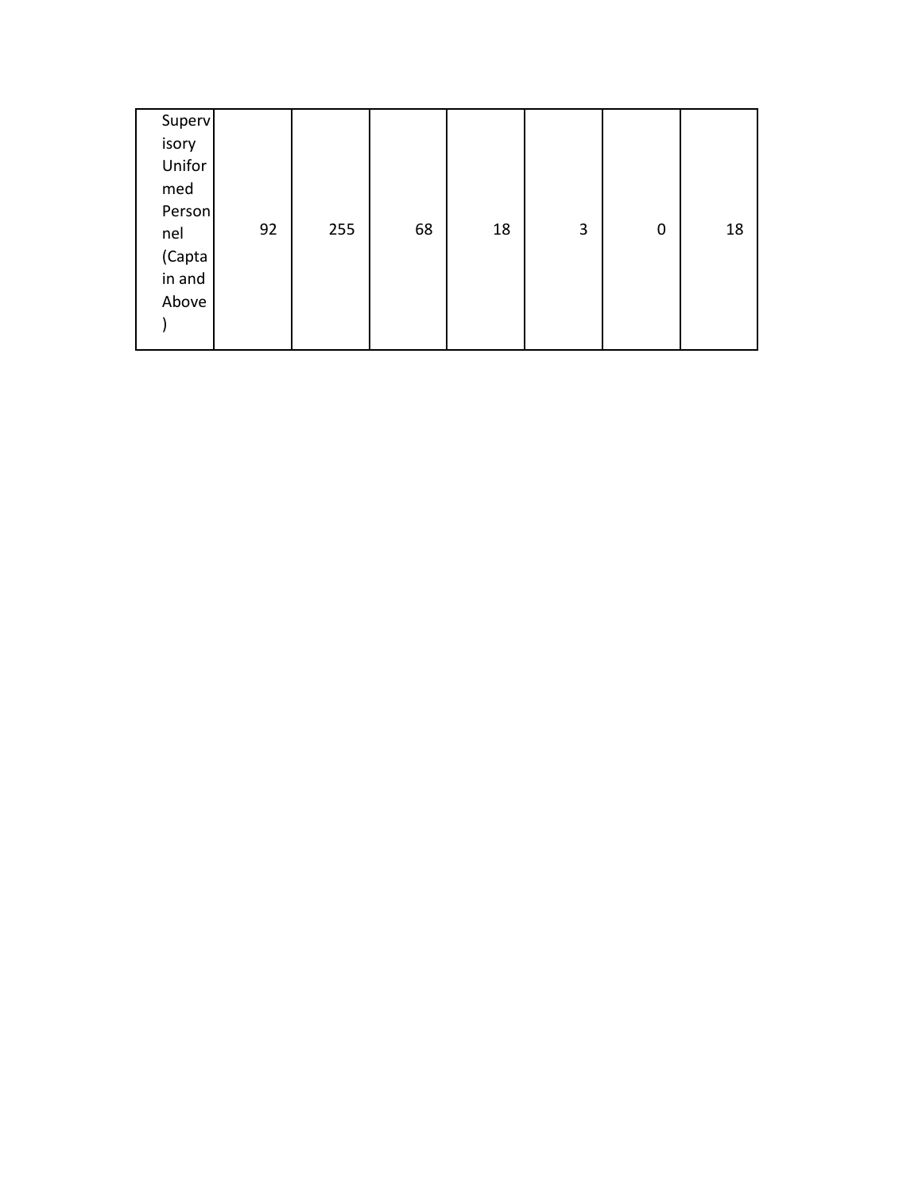| | | | | | | | |
|---|---|---|---|---|---|---|---|
| Supervisory Uniformed Personnel (Captain and Above) | 92 | 255 | 68 | 18 | 3 | 0 | 18 |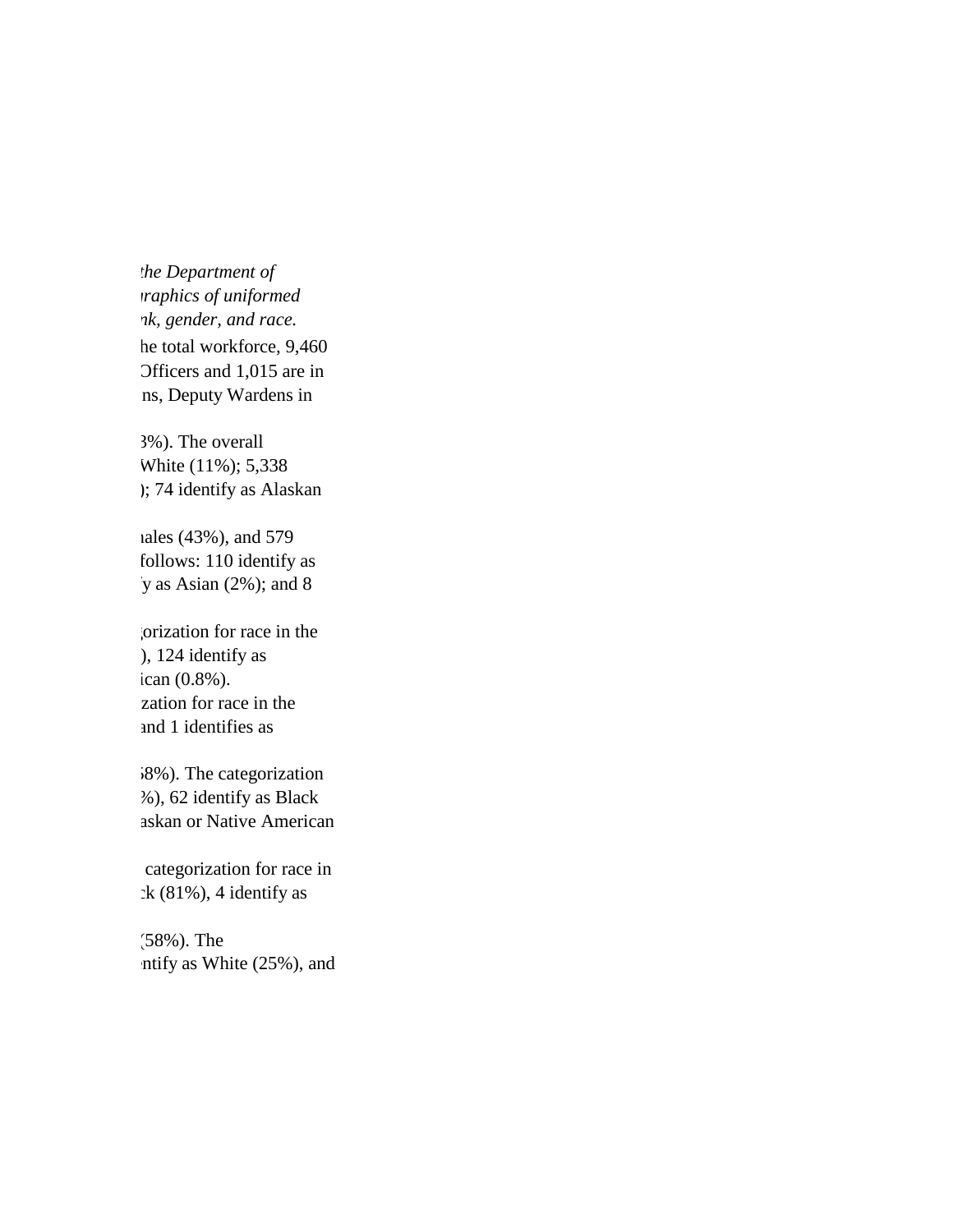*the Department of*
*graphics of uniformed*
*nk, gender, and race.*

he total workforce, 9,460
Officers and 1,015 are in
ns, Deputy Wardens in

3%). The overall
White (11%); 5,338
); 74 identify as Alaskan

nales (43%), and 579
follows: 110 identify as
y as Asian (2%); and 8

gorization for race in the
), 124 identify as
ican (0.8%).
zation for race in the
and 1 identifies as

58%). The categorization
%), 62 identify as Black
askan or Native American

categorization for race in
ck (81%), 4 identify as

(58%). The
ntify as White (25%), and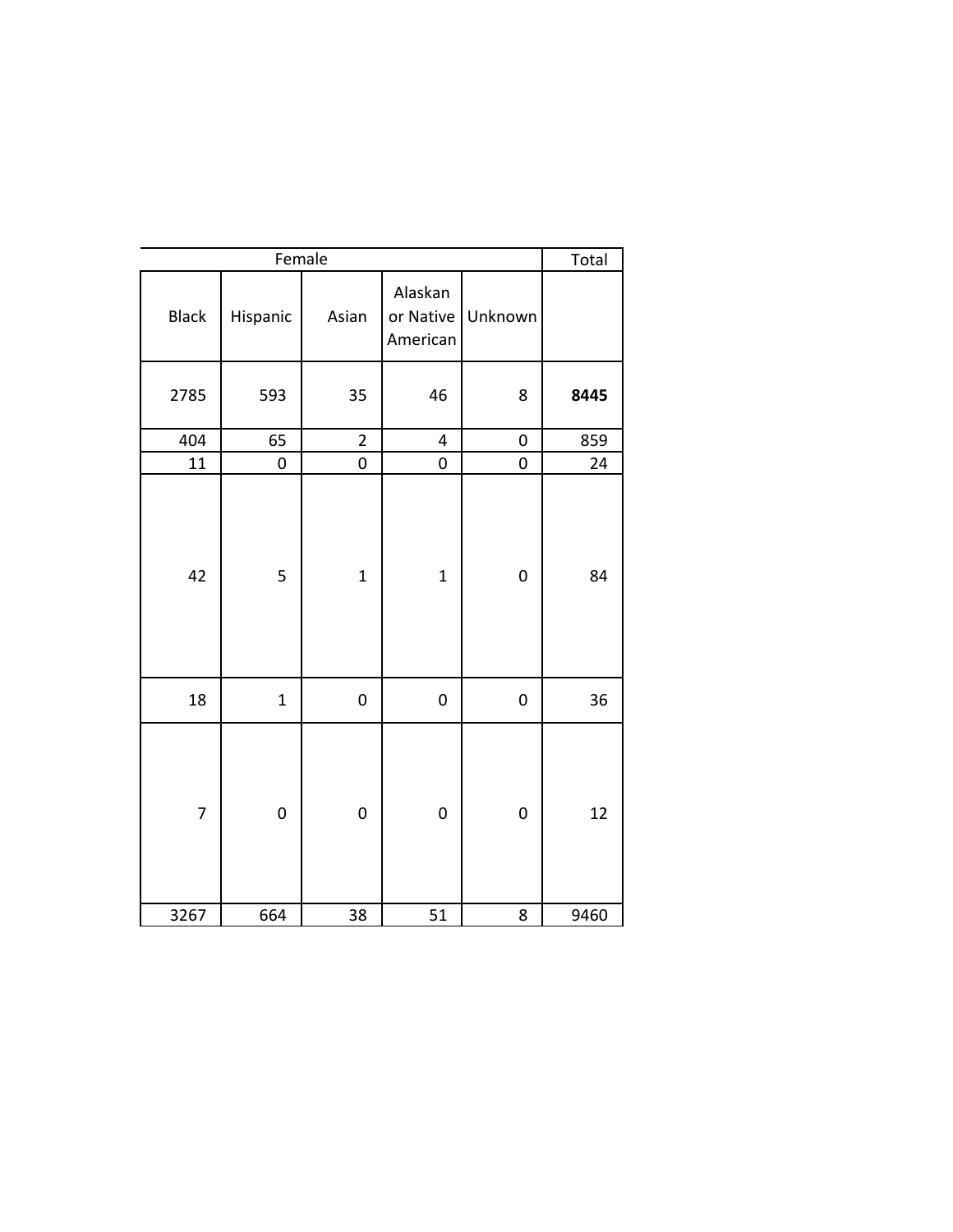| Female | | | | | Total |
|---|---|---|---|---|---|
| Black | Hispanic | Asian | Alaskan or Native American | Unknown | |
| 2785 | 593 | 35 | 46 | 8 | **8445** |
| 404 | 65 | 2 | 4 | 0 | 859 |
| 11 | 0 | 0 | 0 | 0 | 24 |
| 42 | 5 | 1 | 1 | 0 | 84 |
| 18 | 1 | 0 | 0 | 0 | 36 |
| 7 | 0 | 0 | 0 | 0 | 12 |
| 3267 | 664 | 38 | 51 | 8 | 9460 |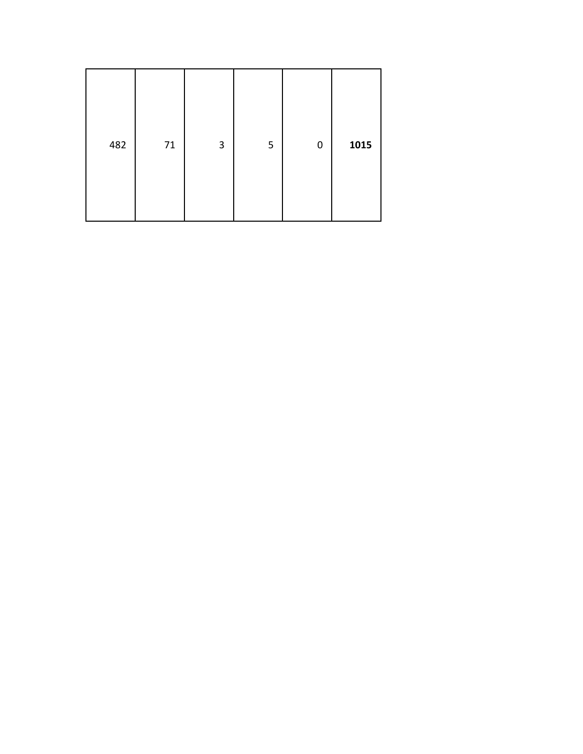| | | | | | |
|---|---|---|---|---|---|
| 482 | 71 | 3 | 5 | 0 | **1015** |